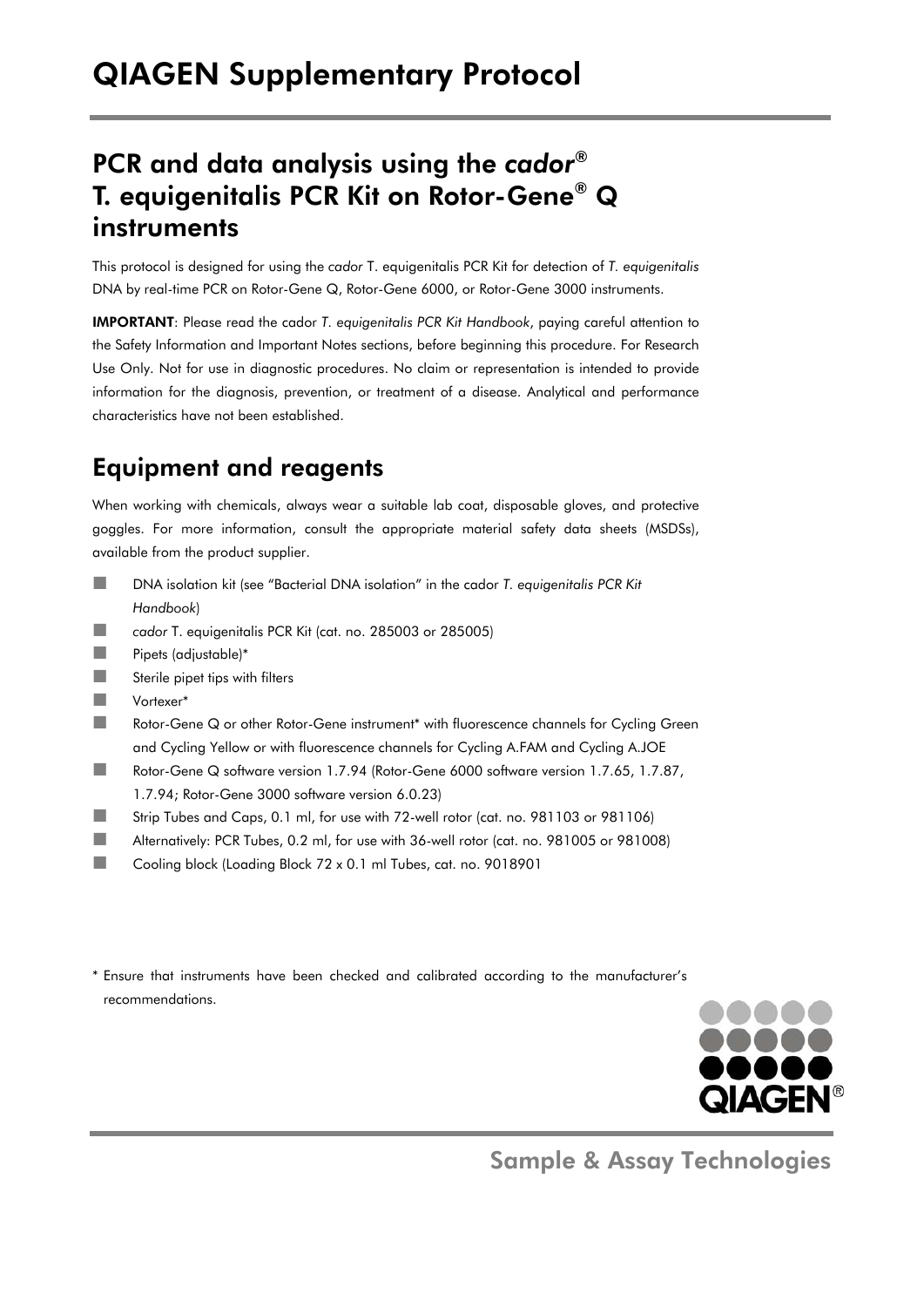# QIAGEN Supplementary Protocol

## PCR and data analysis using the *cador*® T. equigenitalis PCR Kit on Rotor-Gene® Q instruments

This protocol is designed for using the *cador* T. equigenitalis PCR Kit for detection of *T. equigenitalis* DNA by real-time PCR on Rotor-Gene Q, Rotor-Gene 6000, or Rotor-Gene 3000 instruments.

**IMPORTANT**: Please read the cador *T. equigenitalis PCR Kit Handbook*, paying careful attention to the Safety Information and Important Notes sections, before beginning this procedure. For Research Use Only. Not for use in diagnostic procedures. No claim or representation is intended to provide information for the diagnosis, prevention, or treatment of a disease. Analytical and performance characteristics have not been established.

## Equipment and reagents

When working with chemicals, always wear a suitable lab coat, disposable gloves, and protective goggles. For more information, consult the appropriate material safety data sheets (MSDSs), available from the product supplier.

- DNA isolation kit (see "Bacterial DNA isolation" in the cador *T. equigenitalis PCR Kit Handbook*)
- *cador* T. equigenitalis PCR Kit (cat. no. 285003 or 285005)
- Pipets (adjustable)*
- Sterile pipet tips with filters
- Vortexer*
- Rotor-Gene Q or other Rotor-Gene instrument* with fluorescence channels for Cycling Green and Cycling Yellow or with fluorescence channels for Cycling A.FAM and Cycling A.JOE
- Rotor-Gene Q software version 1.7.94 (Rotor-Gene 6000 software version 1.7.65, 1.7.87, 1.7.94; Rotor-Gene 3000 software version 6.0.23)
- Strip Tubes and Caps, 0.1 ml, for use with 72-well rotor (cat. no. 981103 or 981106)
- Alternatively: PCR Tubes, 0.2 ml, for use with 36-well rotor (cat. no. 981005 or 981008)
- Cooling block (Loading Block 72 x 0.1 ml Tubes, cat. no. 9018901

\* Ensure that instruments have been checked and calibrated according to the manufacturer's recommendations.

Sample & Assay Technologies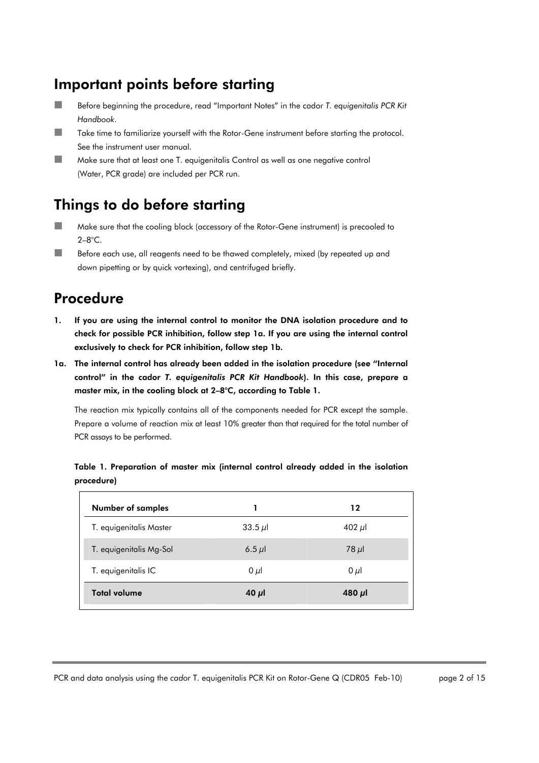## Important points before starting

- Before beginning the procedure, read "Important Notes" in the cador *T. equigenitalis PCR Kit Handbook*.
- Take time to familiarize yourself with the Rotor-Gene instrument before starting the protocol. See the instrument user manual.
- Make sure that at least one T. equigenitalis Control as well as one negative control (Water, PCR grade) are included per PCR run.

## Things to do before starting

- Make sure that the cooling block (accessory of the Rotor-Gene instrument) is precooled to 2–8°C.
- Before each use, all reagents need to be thawed completely, mixed (by repeated up and down pipetting or by quick vortexing), and centrifuged briefly.

## Procedure

**1. If you are using the internal control to monitor the DNA isolation procedure and to check for possible PCR inhibition, follow step 1a. If you are using the internal control exclusively to check for PCR inhibition, follow step 1b.**

**1a. The internal control has already been added in the isolation procedure (see "Internal control" in the cador *T. equigenitalis PCR Kit Handbook*). In this case, prepare a master mix, in the cooling block at 2–8°C, according to Table 1.**

The reaction mix typically contains all of the components needed for PCR except the sample. Prepare a volume of reaction mix at least 10% greater than that required for the total number of PCR assays to be performed.

**Table 1. Preparation of master mix (internal control already added in the isolation procedure)**

| Number of samples | 1 | 12 |
|---|---|---|
| T. equigenitalis Master | 33.5 µl | 402 µl |
| T. equigenitalis Mg-Sol | 6.5 µl | 78 µl |
| T. equigenitalis IC | 0 µl | 0 µl |
| **Total volume** | **40 µl** | **480 µl** |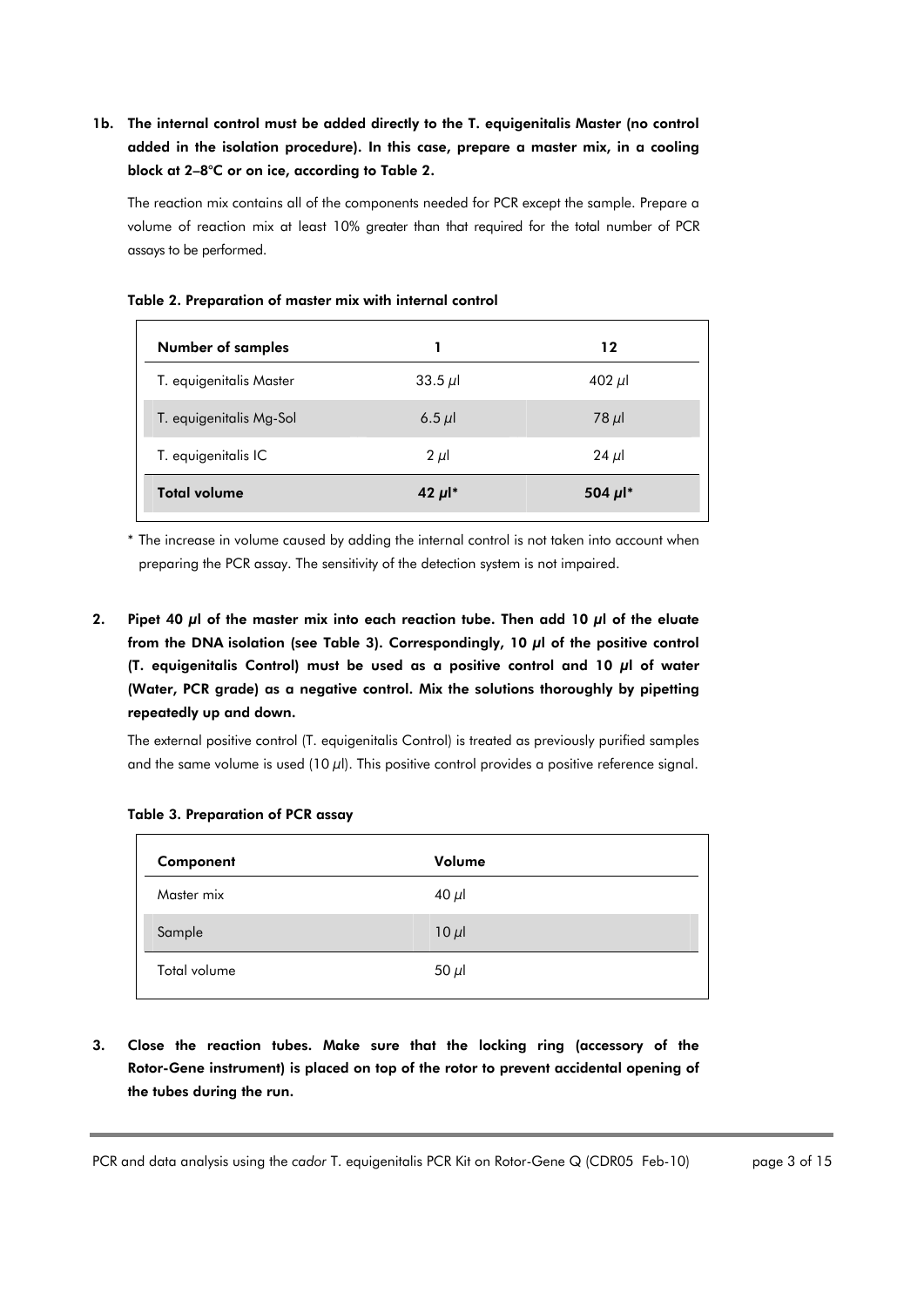**1b. The internal control must be added directly to the T. equigenitalis Master (no control added in the isolation procedure). In this case, prepare a master mix, in a cooling block at 2–8°C or on ice, according to Table 2.**

The reaction mix contains all of the components needed for PCR except the sample. Prepare a volume of reaction mix at least 10% greater than that required for the total number of PCR assays to be performed.

**Table 2. Preparation of master mix with internal control**

| Number of samples | 1 | 12 |
|---|---|---|
| T. equigenitalis Master | 33.5 µl | 402 µl |
| T. equigenitalis Mg-Sol | 6.5 µl | 78 µl |
| T. equigenitalis IC | 2 µl | 24 µl |
| **Total volume** | **42 µl*** | **504 µl*** |

* The increase in volume caused by adding the internal control is not taken into account when preparing the PCR assay. The sensitivity of the detection system is not impaired.

**2. Pipet 40 µl of the master mix into each reaction tube. Then add 10 µl of the eluate from the DNA isolation (see Table 3). Correspondingly, 10 µl of the positive control (T. equigenitalis Control) must be used as a positive control and 10 µl of water (Water, PCR grade) as a negative control. Mix the solutions thoroughly by pipetting repeatedly up and down.**

The external positive control (T. equigenitalis Control) is treated as previously purified samples and the same volume is used (10 µl). This positive control provides a positive reference signal.

**Table 3. Preparation of PCR assay**

| Component | Volume |
|---|---|
| Master mix | 40 µl |
| Sample | 10 µl |
| Total volume | 50 µl |

**3. Close the reaction tubes. Make sure that the locking ring (accessory of the Rotor-Gene instrument) is placed on top of the rotor to prevent accidental opening of the tubes during the run.**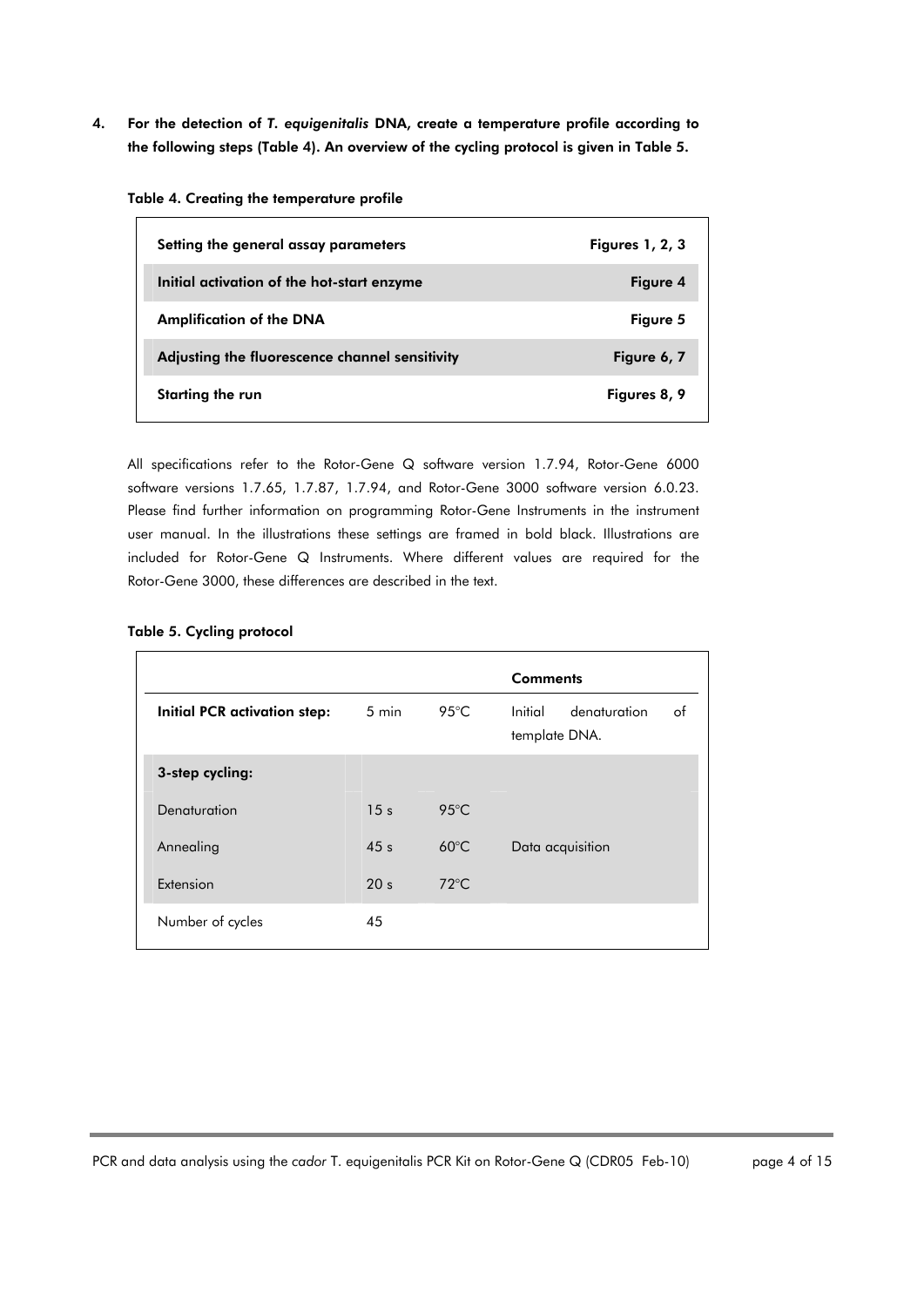4. **For the detection of *T. equigenitalis* DNA, create a temperature profile according to the following steps (Table 4). An overview of the cycling protocol is given in Table 5.**

**Table 4. Creating the temperature profile**

| | |
|---|---|
| **Setting the general assay parameters** | **Figures 1, 2, 3** |
| **Initial activation of the hot-start enzyme** | **Figure 4** |
| **Amplification of the DNA** | **Figure 5** |
| **Adjusting the fluorescence channel sensitivity** | **Figure 6, 7** |
| **Starting the run** | **Figures 8, 9** |

All specifications refer to the Rotor-Gene Q software version 1.7.94, Rotor-Gene 6000 software versions 1.7.65, 1.7.87, 1.7.94, and Rotor-Gene 3000 software version 6.0.23. Please find further information on programming Rotor-Gene Instruments in the instrument user manual. In the illustrations these settings are framed in bold black. Illustrations are included for Rotor-Gene Q Instruments. Where different values are required for the Rotor-Gene 3000, these differences are described in the text.

**Table 5. Cycling protocol**

| | | | **Comments** |
|---|---|---|---|
| **Initial PCR activation step:** | 5 min | 95°C | Initial denaturation of template DNA. |
| **3-step cycling:** | | | |
| Denaturation | 15 s | 95°C | |
| Annealing | 45 s | 60°C | Data acquisition |
| Extension | 20 s | 72°C | |
| Number of cycles | 45 | | |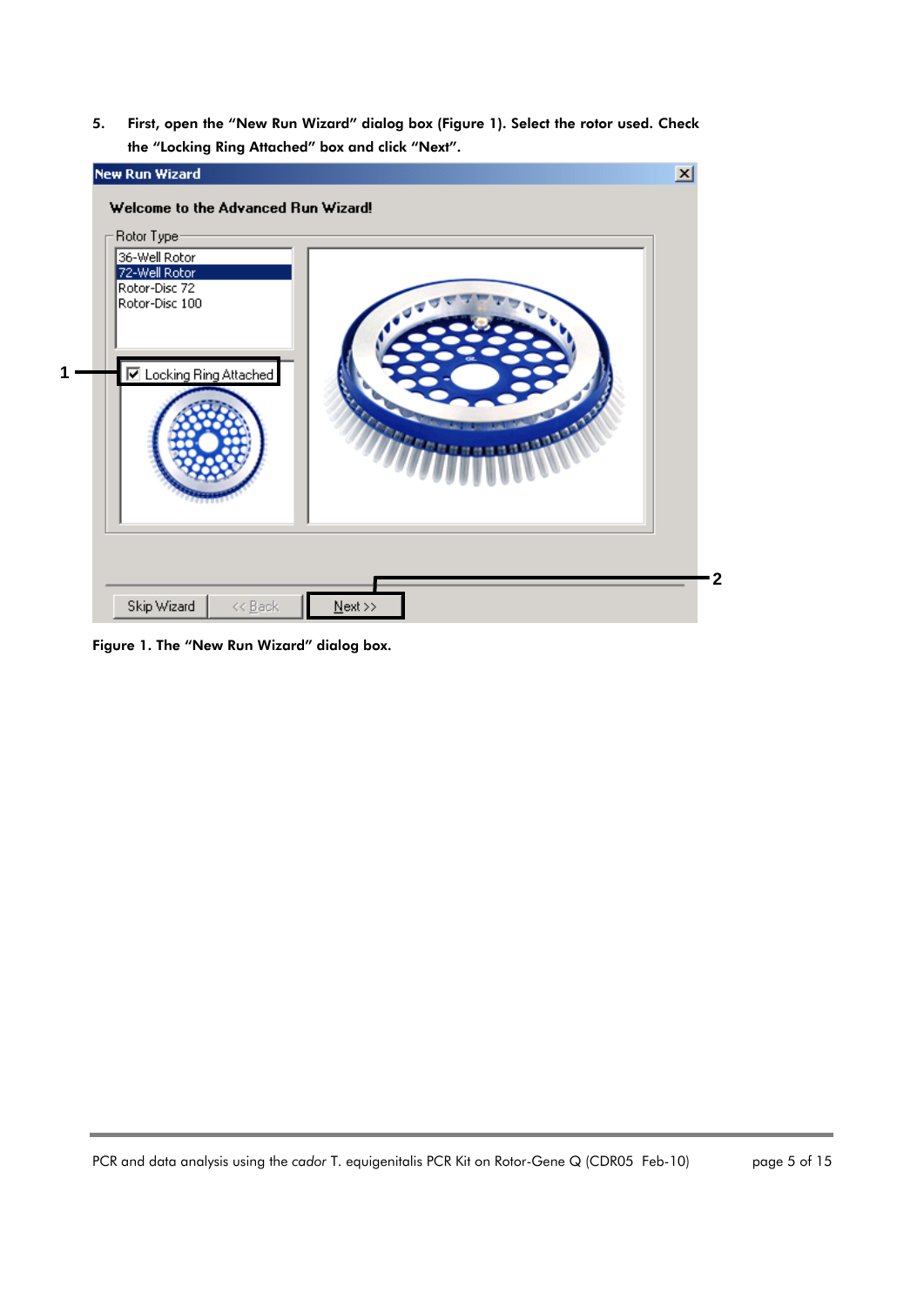5. **First, open the "New Run Wizard" dialog box (Figure 1). Select the rotor used. Check the "Locking Ring Attached" box and click "Next".**

**Figure 1. The "New Run Wizard" dialog box.**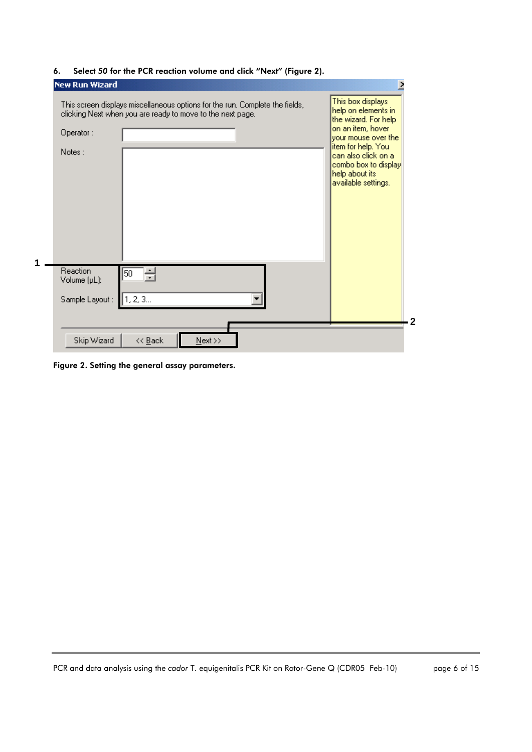6. Select *50* for the PCR reaction volume and click "Next" (Figure 2).

**Figure 2. Setting the general assay parameters.**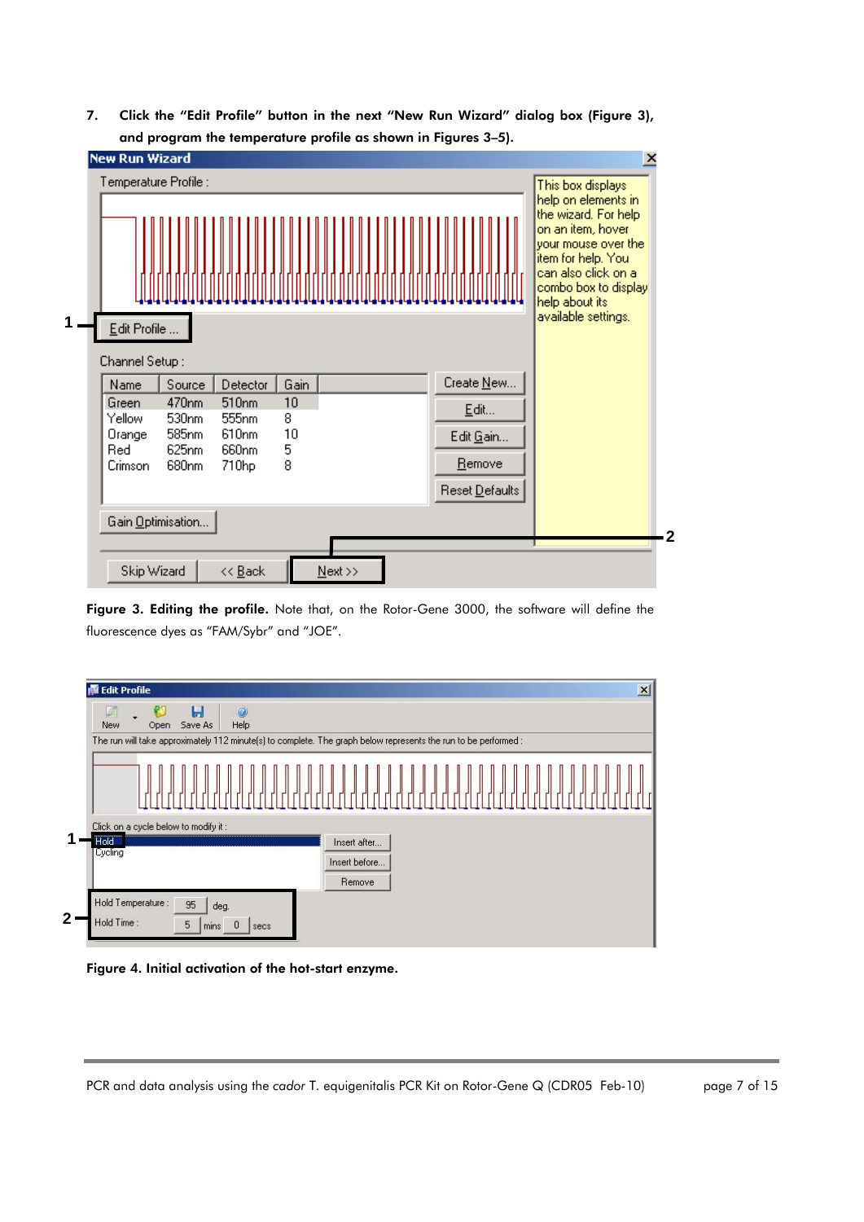7. Click the "Edit Profile" button in the next "New Run Wizard" dialog box (Figure 3), and program the temperature profile as shown in Figures 3–5).

**Figure 3. Editing the profile.** Note that, on the Rotor-Gene 3000, the software will define the fluorescence dyes as "FAM/Sybr" and "JOE".

**Figure 4. Initial activation of the hot-start enzyme.**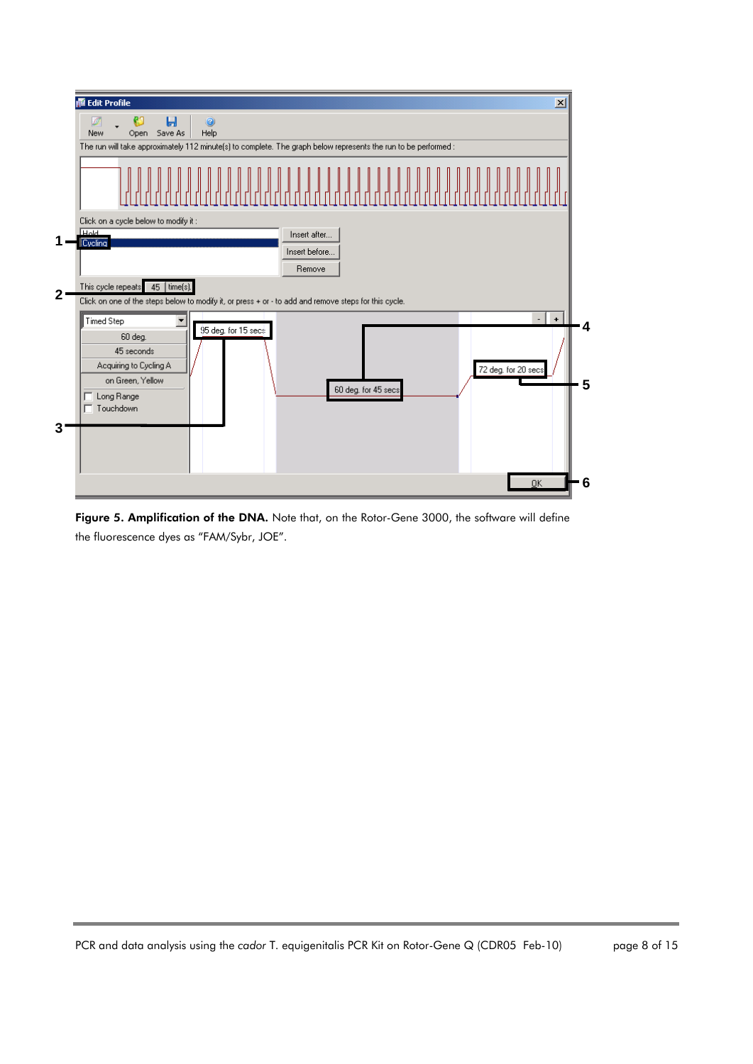**Figure 5. Amplification of the DNA.** Note that, on the Rotor-Gene 3000, the software will define the fluorescence dyes as "FAM/Sybr, JOE".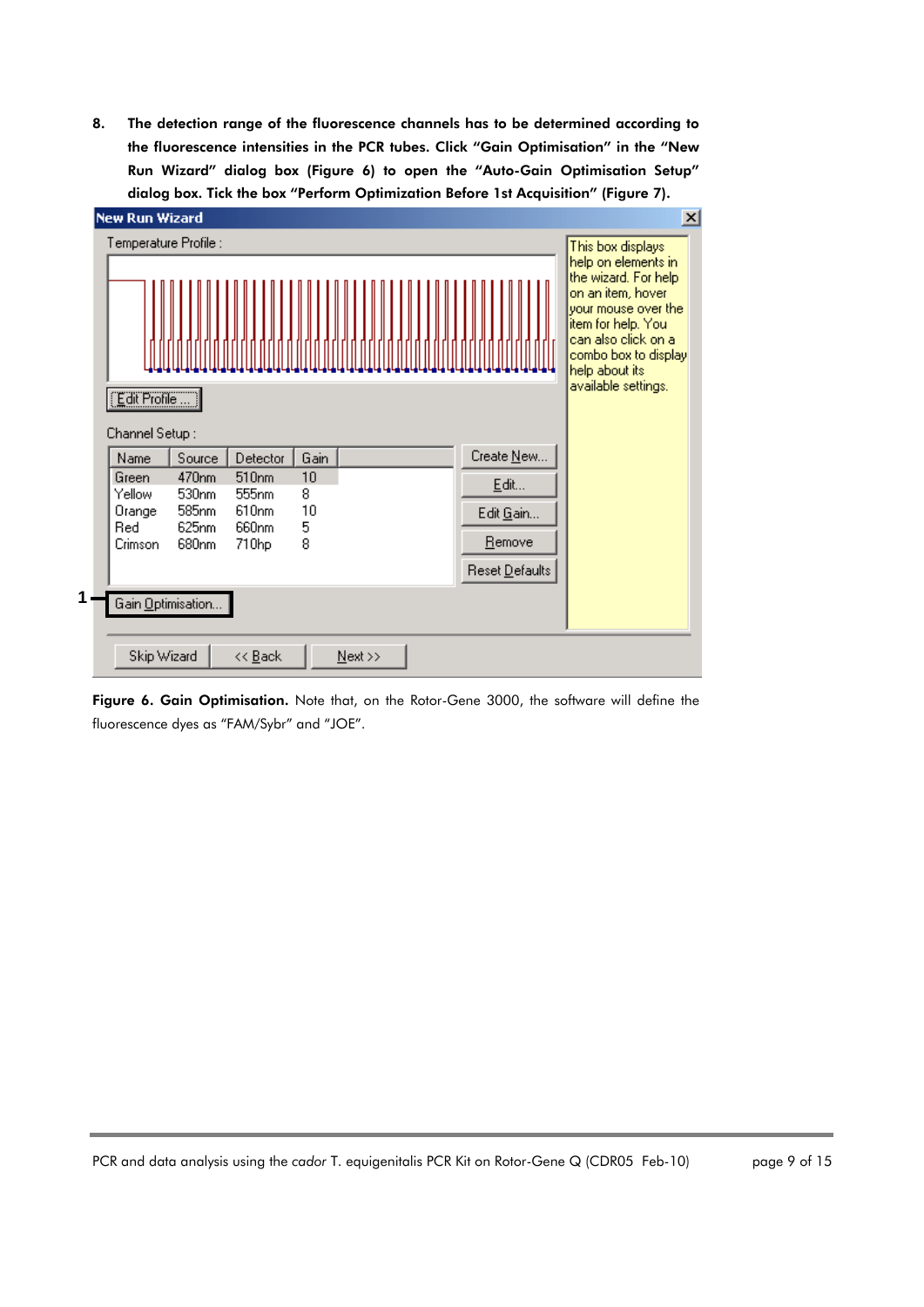8. **The detection range of the fluorescence channels has to be determined according to the fluorescence intensities in the PCR tubes. Click "Gain Optimisation" in the "New Run Wizard" dialog box (Figure 6) to open the "Auto-Gain Optimisation Setup" dialog box. Tick the box "Perform Optimization Before 1st Acquisition" (Figure 7).**

**Figure 6. Gain Optimisation.** Note that, on the Rotor-Gene 3000, the software will define the fluorescence dyes as "FAM/Sybr" and "JOE".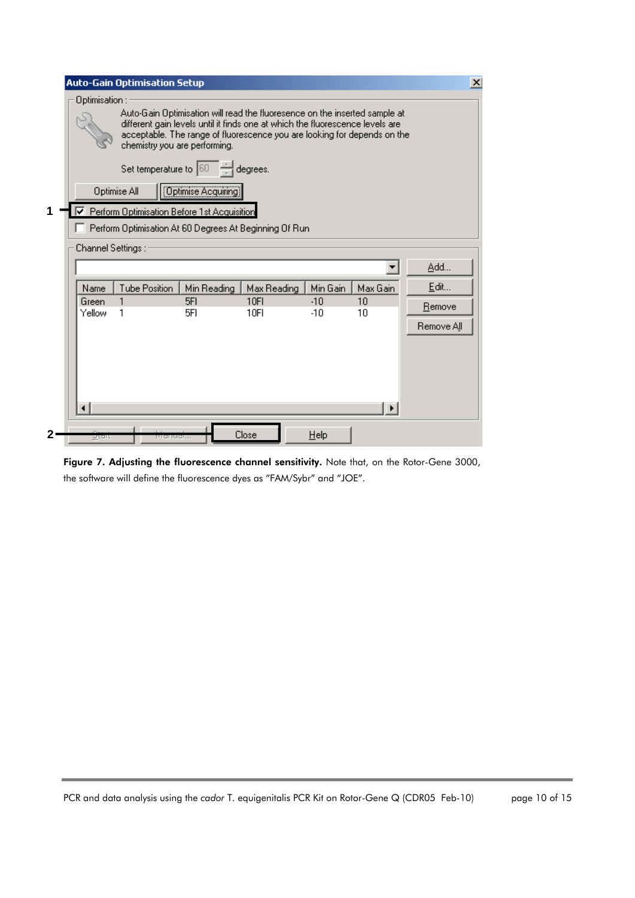**Figure 7. Adjusting the fluorescence channel sensitivity.** Note that, on the Rotor-Gene 3000, the software will define the fluorescence dyes as "FAM/Sybr" and "JOE".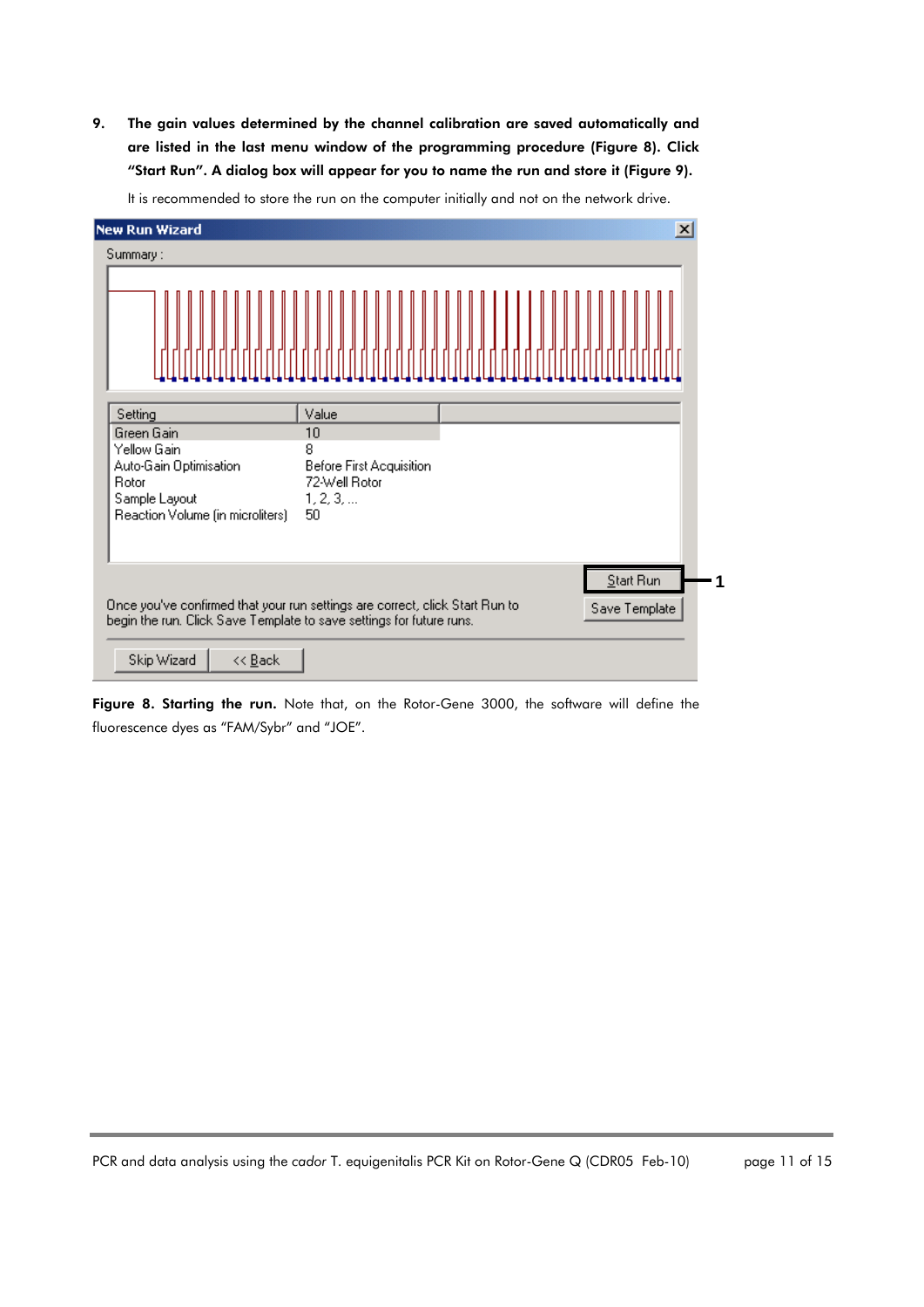9. **The gain values determined by the channel calibration are saved automatically and are listed in the last menu window of the programming procedure (Figure 8). Click “Start Run”. A dialog box will appear for you to name the run and store it (Figure 9).**

   It is recommended to store the run on the computer initially and not on the network drive.

**Figure 8. Starting the run.** Note that, on the Rotor-Gene 3000, the software will define the fluorescence dyes as “FAM/Sybr” and “JOE”.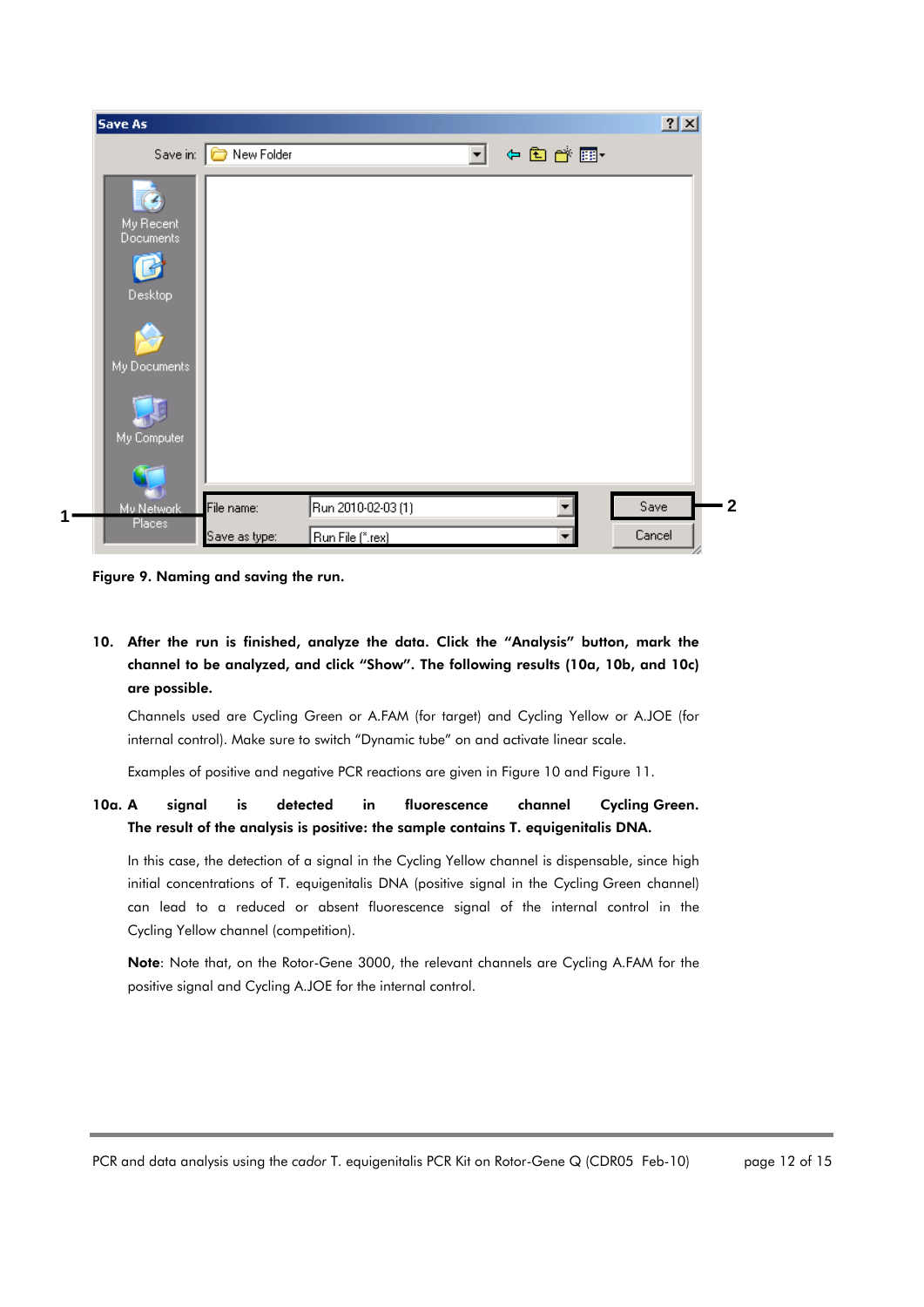**Figure 9. Naming and saving the run.**

**10. After the run is finished, analyze the data. Click the "Analysis" button, mark the channel to be analyzed, and click "Show". The following results (10a, 10b, and 10c) are possible.**

Channels used are Cycling Green or A.FAM (for target) and Cycling Yellow or A.JOE (for internal control). Make sure to switch "Dynamic tube" on and activate linear scale.

Examples of positive and negative PCR reactions are given in Figure 10 and Figure 11.

**10a. A signal is detected in fluorescence channel Cycling Green. The result of the analysis is positive: the sample contains T. equigenitalis DNA.**

In this case, the detection of a signal in the Cycling Yellow channel is dispensable, since high initial concentrations of T. equigenitalis DNA (positive signal in the Cycling Green channel) can lead to a reduced or absent fluorescence signal of the internal control in the Cycling Yellow channel (competition).

**Note**: Note that, on the Rotor-Gene 3000, the relevant channels are Cycling A.FAM for the positive signal and Cycling A.JOE for the internal control.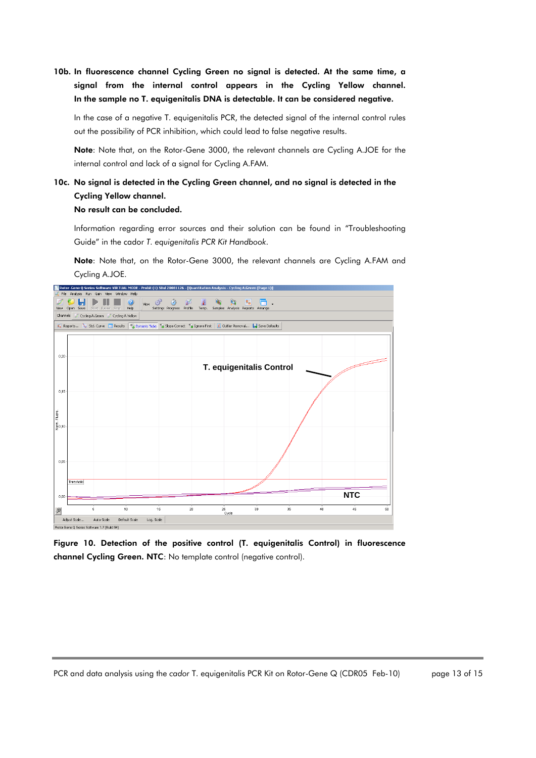**10b. In fluorescence channel Cycling Green no signal is detected. At the same time, a signal from the internal control appears in the Cycling Yellow channel. In the sample no T. equigenitalis DNA is detectable. It can be considered negative.**

In the case of a negative T. equigenitalis PCR, the detected signal of the internal control rules out the possibility of PCR inhibition, which could lead to false negative results.

**Note**: Note that, on the Rotor-Gene 3000, the relevant channels are Cycling A.JOE for the internal control and lack of a signal for Cycling A.FAM.

**10c. No signal is detected in the Cycling Green channel, and no signal is detected in the Cycling Yellow channel.**
**No result can be concluded.**

Information regarding error sources and their solution can be found in "Troubleshooting Guide" in the cador *T. equigenitalis PCR Kit Handbook*.

**Note**: Note that, on the Rotor-Gene 3000, the relevant channels are Cycling A.FAM and Cycling A.JOE.

**Figure 10. Detection of the positive control (T. equigenitalis Control) in fluorescence channel Cycling Green. NTC**: No template control (negative control).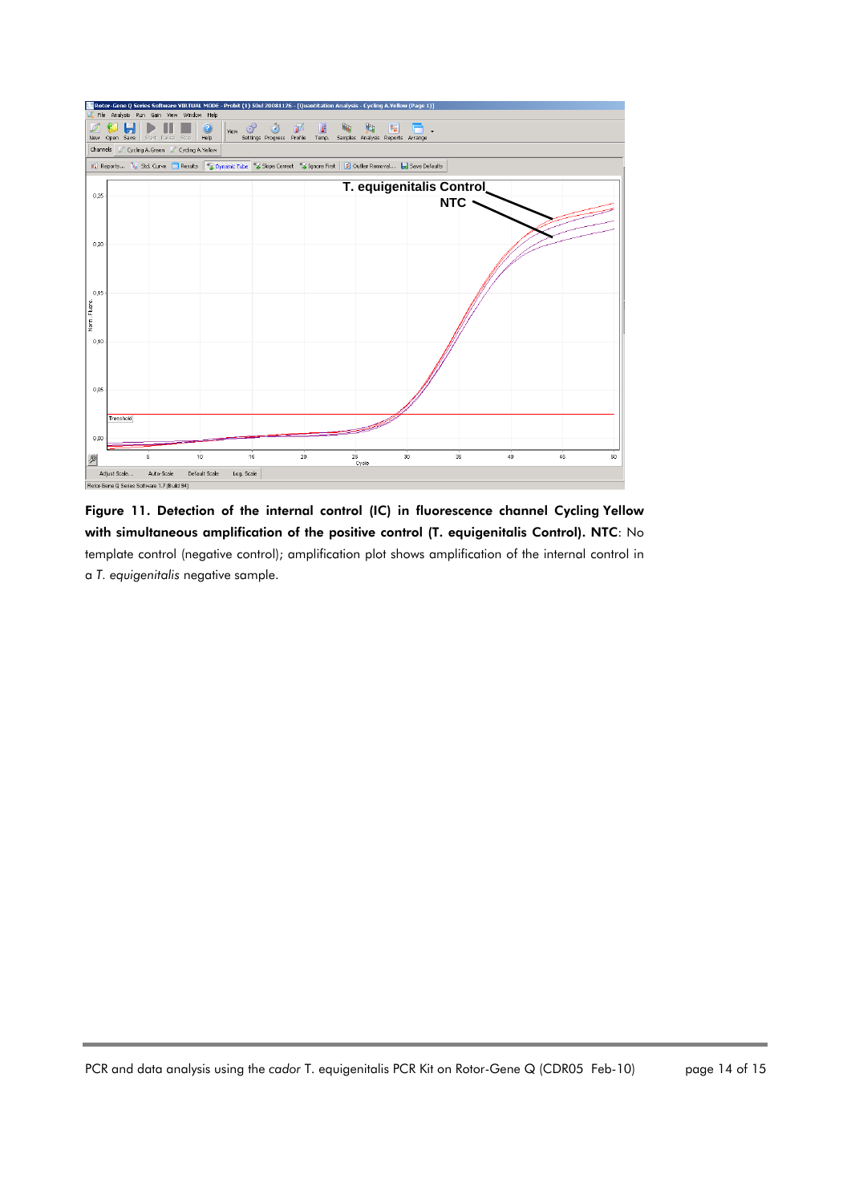**Figure 11. Detection of the internal control (IC) in fluorescence channel Cycling Yellow with simultaneous amplification of the positive control (T. equigenitalis Control). NTC**: No template control (negative control); amplification plot shows amplification of the internal control in a *T. equigenitalis* negative sample.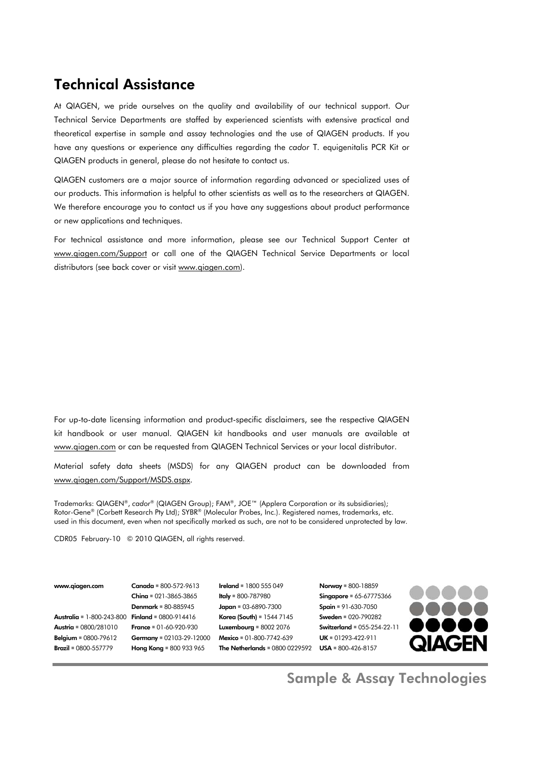## Technical Assistance

At QIAGEN, we pride ourselves on the quality and availability of our technical support. Our Technical Service Departments are staffed by experienced scientists with extensive practical and theoretical expertise in sample and assay technologies and the use of QIAGEN products. If you have any questions or experience any difficulties regarding the *cador* T. equigenitalis PCR Kit or QIAGEN products in general, please do not hesitate to contact us.

QIAGEN customers are a major source of information regarding advanced or specialized uses of our products. This information is helpful to other scientists as well as to the researchers at QIAGEN. We therefore encourage you to contact us if you have any suggestions about product performance or new applications and techniques.

For technical assistance and more information, please see our Technical Support Center at www.qiagen.com/Support or call one of the QIAGEN Technical Service Departments or local distributors (see back cover or visit www.qiagen.com).

For up-to-date licensing information and product-specific disclaimers, see the respective QIAGEN kit handbook or user manual. QIAGEN kit handbooks and user manuals are available at www.qiagen.com or can be requested from QIAGEN Technical Services or your local distributor.

Material safety data sheets (MSDS) for any QIAGEN product can be downloaded from www.qiagen.com/Support/MSDS.aspx.

Trademarks: QIAGEN®, *cador*® (QIAGEN Group); FAM®, JOE™ (Applera Corporation or its subsidiaries); Rotor-Gene® (Corbett Research Pty Ltd); SYBR® (Molecular Probes, Inc.). Registered names, trademarks, etc. used in this document, even when not specifically marked as such, are not to be considered unprotected by law.

CDR05 February-10 © 2010 QIAGEN, all rights reserved.

**www.qiagen.com**

**Australia** ■ 1-800-243-800
**Austria** ■ 0800/281010
**Belgium** ■ 0800-79612
**Brazil** ■ 0800-557779
**Canada** ■ 800-572-9613
**China** ■ 021-3865-3865
**Denmark** ■ 80-885945
**Finland** ■ 0800-914416
**France** ■ 01-60-920-930
**Germany** ■ 02103-29-12000
**Hong Kong** ■ 800 933 965
**Ireland** ■ 1800 555 049
**Italy** ■ 800-787980
**Japan** ■ 03-6890-7300
**Korea (South)** ■ 1544 7145
**Luxembourg** ■ 8002 2076
**Mexico** ■ 01-800-7742-639
**The Netherlands** ■ 0800 0229592
**Norway** ■ 800-18859
**Singapore** ■ 65-67775366
**Spain** ■ 91-630-7050
**Sweden** ■ 020-790282
**Switzerland** ■ 055-254-22-11
**UK** ■ 01293-422-911
**USA** ■ 800-426-8157

QIAGEN

Sample & Assay Technologies